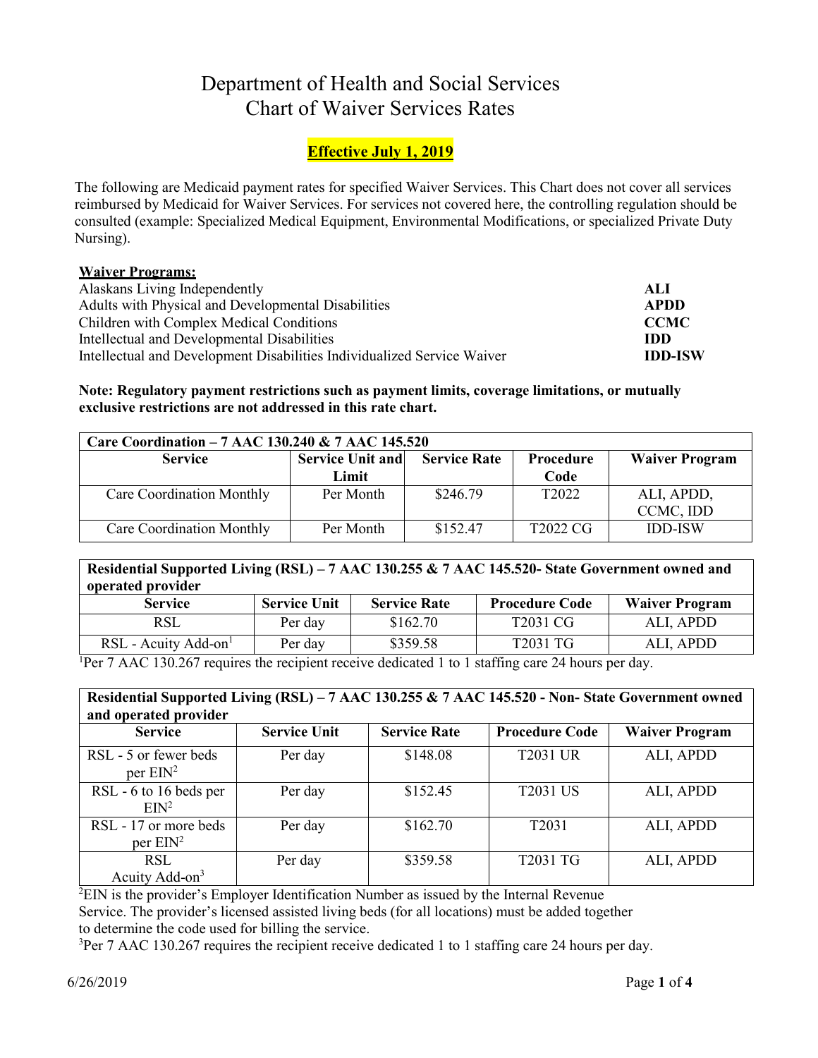# Department of Health and Social Services
# Chart of Waiver Services Rates

**Effective July 1, 2019**

The following are Medicaid payment rates for specified Waiver Services. This Chart does not cover all services reimbursed by Medicaid for Waiver Services. For services not covered here, the controlling regulation should be consulted (example: Specialized Medical Equipment, Environmental Modifications, or specialized Private Duty Nursing).

**Waiver Programs:**

| | |
|---|---|
| Alaskans Living Independently | **ALI** |
| Adults with Physical and Developmental Disabilities | **APDD** |
| Children with Complex Medical Conditions | **CCMC** |
| Intellectual and Developmental Disabilities | **IDD** |
| Intellectual and Development Disabilities Individualized Service Waiver | **IDD-ISW** |

**Note: Regulatory payment restrictions such as payment limits, coverage limitations, or mutually exclusive restrictions are not addressed in this rate chart.**

**Care Coordination – 7 AAC 130.240 & 7 AAC 145.520**

| Service | Service Unit and Limit | Service Rate | Procedure Code | Waiver Program |
|---|---|---|---|---|
| Care Coordination Monthly | Per Month | $246.79 | T2022 | ALI, APDD, CCMC, IDD |
| Care Coordination Monthly | Per Month | $152.47 | T2022 CG | IDD-ISW |

**Residential Supported Living (RSL) – 7 AAC 130.255 & 7 AAC 145.520- State Government owned and operated provider**

| Service | Service Unit | Service Rate | Procedure Code | Waiver Program |
|---|---|---|---|---|
| RSL | Per day | $162.70 | T2031 CG | ALI, APDD |
| RSL - Acuity Add-on[1] | Per day | $359.58 | T2031 TG | ALI, APDD |

[1]Per 7 AAC 130.267 requires the recipient receive dedicated 1 to 1 staffing care 24 hours per day.

**Residential Supported Living (RSL) – 7 AAC 130.255 & 7 AAC 145.520 - Non- State Government owned and operated provider**

| Service | Service Unit | Service Rate | Procedure Code | Waiver Program |
|---|---|---|---|---|
| RSL - 5 or fewer beds per EIN[2] | Per day | $148.08 | T2031 UR | ALI, APDD |
| RSL - 6 to 16 beds per EIN[2] | Per day | $152.45 | T2031 US | ALI, APDD |
| RSL - 17 or more beds per EIN[2] | Per day | $162.70 | T2031 | ALI, APDD |
| RSL Acuity Add-on[3] | Per day | $359.58 | T2031 TG | ALI, APDD |

[2]EIN is the provider's Employer Identification Number as issued by the Internal Revenue Service. The provider's licensed assisted living beds (for all locations) must be added together to determine the code used for billing the service.

[3]Per 7 AAC 130.267 requires the recipient receive dedicated 1 to 1 staffing care 24 hours per day.

6/26/2019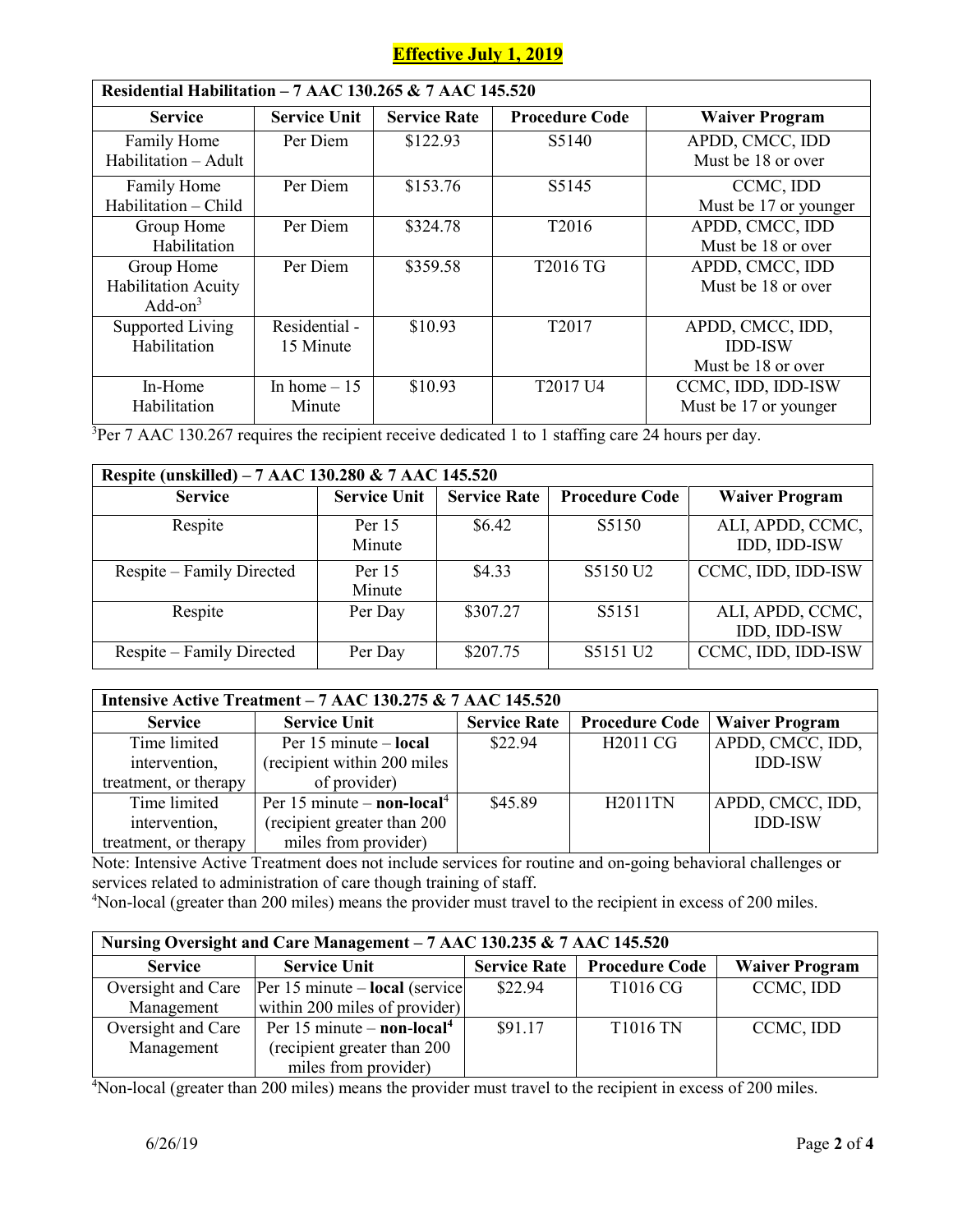**Effective July 1, 2019**

| Residential Habilitation – 7 AAC 130.265 & 7 AAC 145.520 | | | | |
|---|---|---|---|---|
| **Service** | **Service Unit** | **Service Rate** | **Procedure Code** | **Waiver Program** |
| Family Home Habilitation – Adult | Per Diem | $122.93 | S5140 | APDD, CMCC, IDD Must be 18 or over |
| Family Home Habilitation – Child | Per Diem | $153.76 | S5145 | CCMC, IDD Must be 17 or younger |
| Group Home Habilitation | Per Diem | $324.78 | T2016 | APDD, CMCC, IDD Must be 18 or over |
| Group Home Habilitation Acuity Add-on[3] | Per Diem | $359.58 | T2016 TG | APDD, CMCC, IDD Must be 18 or over |
| Supported Living Habilitation | Residential - 15 Minute | $10.93 | T2017 | APDD, CMCC, IDD, IDD-ISW Must be 18 or over |
| In-Home Habilitation | In home – 15 Minute | $10.93 | T2017 U4 | CCMC, IDD, IDD-ISW Must be 17 or younger |

[3]Per 7 AAC 130.267 requires the recipient receive dedicated 1 to 1 staffing care 24 hours per day.

| Respite (unskilled) – 7 AAC 130.280 & 7 AAC 145.520 | | | | |
|---|---|---|---|---|
| **Service** | **Service Unit** | **Service Rate** | **Procedure Code** | **Waiver Program** |
| Respite | Per 15 Minute | $6.42 | S5150 | ALI, APDD, CCMC, IDD, IDD-ISW |
| Respite – Family Directed | Per 15 Minute | $4.33 | S5150 U2 | CCMC, IDD, IDD-ISW |
| Respite | Per Day | $307.27 | S5151 | ALI, APDD, CCMC, IDD, IDD-ISW |
| Respite – Family Directed | Per Day | $207.75 | S5151 U2 | CCMC, IDD, IDD-ISW |

| Intensive Active Treatment – 7 AAC 130.275 & 7 AAC 145.520 | | | | |
|---|---|---|---|---|
| **Service** | **Service Unit** | **Service Rate** | **Procedure Code** | **Waiver Program** |
| Time limited intervention, treatment, or therapy | Per 15 minute – **local** (recipient within 200 miles of provider) | $22.94 | H2011 CG | APDD, CMCC, IDD, IDD-ISW |
| Time limited intervention, treatment, or therapy | Per 15 minute – **non-local**[4] (recipient greater than 200 miles from provider) | $45.89 | H2011TN | APDD, CMCC, IDD, IDD-ISW |

Note: Intensive Active Treatment does not include services for routine and on-going behavioral challenges or services related to administration of care though training of staff.

[4]Non-local (greater than 200 miles) means the provider must travel to the recipient in excess of 200 miles.

| Nursing Oversight and Care Management – 7 AAC 130.235 & 7 AAC 145.520 | | | | |
|---|---|---|---|---|
| **Service** | **Service Unit** | **Service Rate** | **Procedure Code** | **Waiver Program** |
| Oversight and Care Management | Per 15 minute – **local** (service within 200 miles of provider) | $22.94 | T1016 CG | CCMC, IDD |
| Oversight and Care Management | Per 15 minute – **non-local**[4] (recipient greater than 200 miles from provider) | $91.17 | T1016 TN | CCMC, IDD |

[4]Non-local (greater than 200 miles) means the provider must travel to the recipient in excess of 200 miles.

6/26/19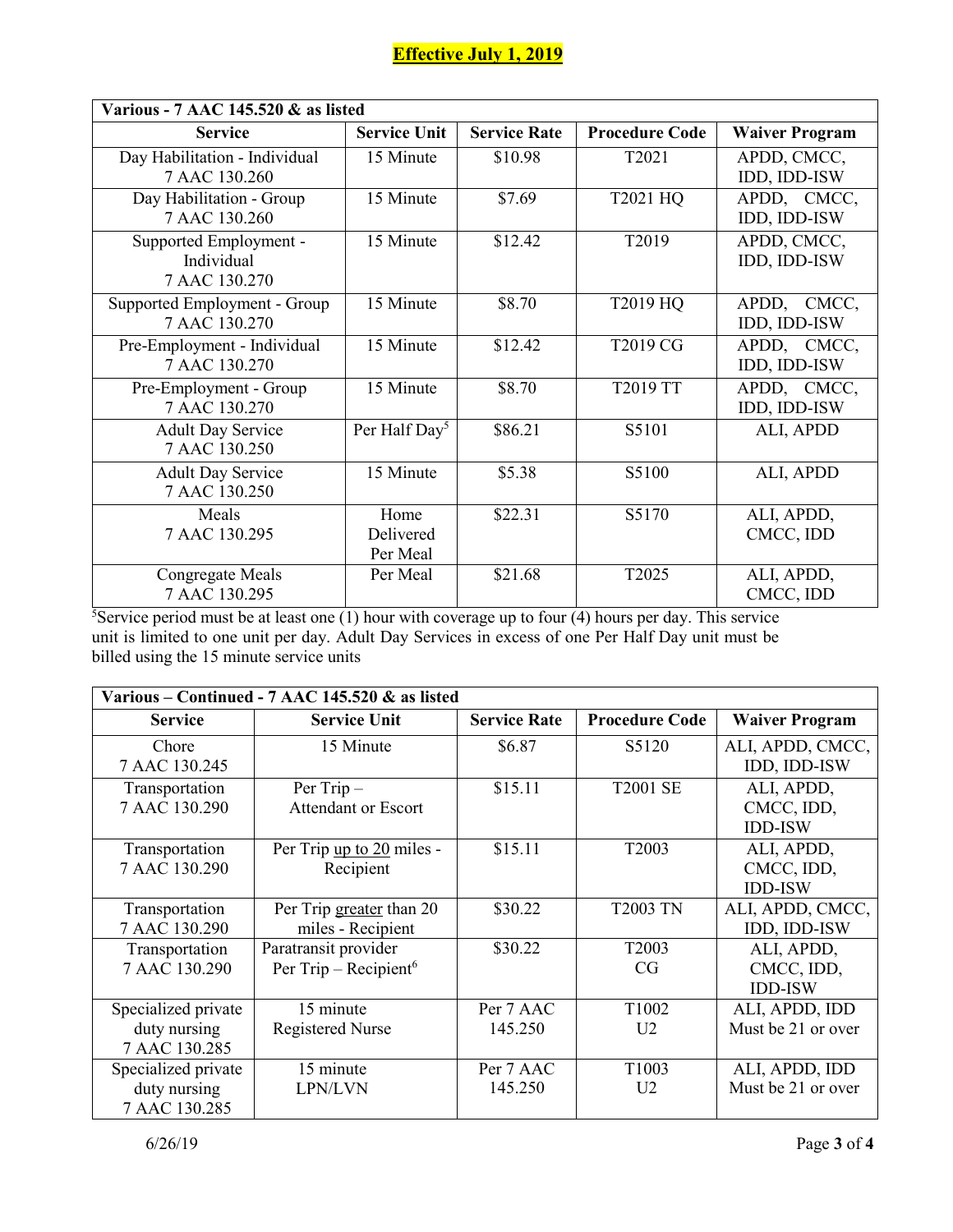**Effective July 1, 2019**

| Various - 7 AAC 145.520 & as listed | | | | |
|---|---|---|---|---|
| **Service** | **Service Unit** | **Service Rate** | **Procedure Code** | **Waiver Program** |
| Day Habilitation - Individual 7 AAC 130.260 | 15 Minute | $10.98 | T2021 | APDD, CMCC, IDD, IDD-ISW |
| Day Habilitation - Group 7 AAC 130.260 | 15 Minute | $7.69 | T2021 HQ | APDD, CMCC, IDD, IDD-ISW |
| Supported Employment - Individual 7 AAC 130.270 | 15 Minute | $12.42 | T2019 | APDD, CMCC, IDD, IDD-ISW |
| Supported Employment - Group 7 AAC 130.270 | 15 Minute | $8.70 | T2019 HQ | APDD, CMCC, IDD, IDD-ISW |
| Pre-Employment - Individual 7 AAC 130.270 | 15 Minute | $12.42 | T2019 CG | APDD, CMCC, IDD, IDD-ISW |
| Pre-Employment - Group 7 AAC 130.270 | 15 Minute | $8.70 | T2019 TT | APDD, CMCC, IDD, IDD-ISW |
| Adult Day Service 7 AAC 130.250 | Per Half Day[5] | $86.21 | S5101 | ALI, APDD |
| Adult Day Service 7 AAC 130.250 | 15 Minute | $5.38 | S5100 | ALI, APDD |
| Meals 7 AAC 130.295 | Home Delivered Per Meal | $22.31 | S5170 | ALI, APDD, CMCC, IDD |
| Congregate Meals 7 AAC 130.295 | Per Meal | $21.68 | T2025 | ALI, APDD, CMCC, IDD |

[5]Service period must be at least one (1) hour with coverage up to four (4) hours per day. This service unit is limited to one unit per day. Adult Day Services in excess of one Per Half Day unit must be billed using the 15 minute service units

| Various – Continued - 7 AAC 145.520 & as listed | | | | |
|---|---|---|---|---|
| **Service** | **Service Unit** | **Service Rate** | **Procedure Code** | **Waiver Program** |
| Chore 7 AAC 130.245 | 15 Minute | $6.87 | S5120 | ALI, APDD, CMCC, IDD, IDD-ISW |
| Transportation 7 AAC 130.290 | Per Trip – Attendant or Escort | $15.11 | T2001 SE | ALI, APDD, CMCC, IDD, IDD-ISW |
| Transportation 7 AAC 130.290 | Per Trip up to 20 miles - Recipient | $15.11 | T2003 | ALI, APDD, CMCC, IDD, IDD-ISW |
| Transportation 7 AAC 130.290 | Per Trip greater than 20 miles - Recipient | $30.22 | T2003 TN | ALI, APDD, CMCC, IDD, IDD-ISW |
| Transportation 7 AAC 130.290 | Paratransit provider Per Trip – Recipient[6] | $30.22 | T2003 CG | ALI, APDD, CMCC, IDD, IDD-ISW |
| Specialized private duty nursing 7 AAC 130.285 | 15 minute Registered Nurse | Per 7 AAC 145.250 | T1002 U2 | ALI, APDD, IDD Must be 21 or over |
| Specialized private duty nursing 7 AAC 130.285 | 15 minute LPN/LVN | Per 7 AAC 145.250 | T1003 U2 | ALI, APDD, IDD Must be 21 or over |

6/26/19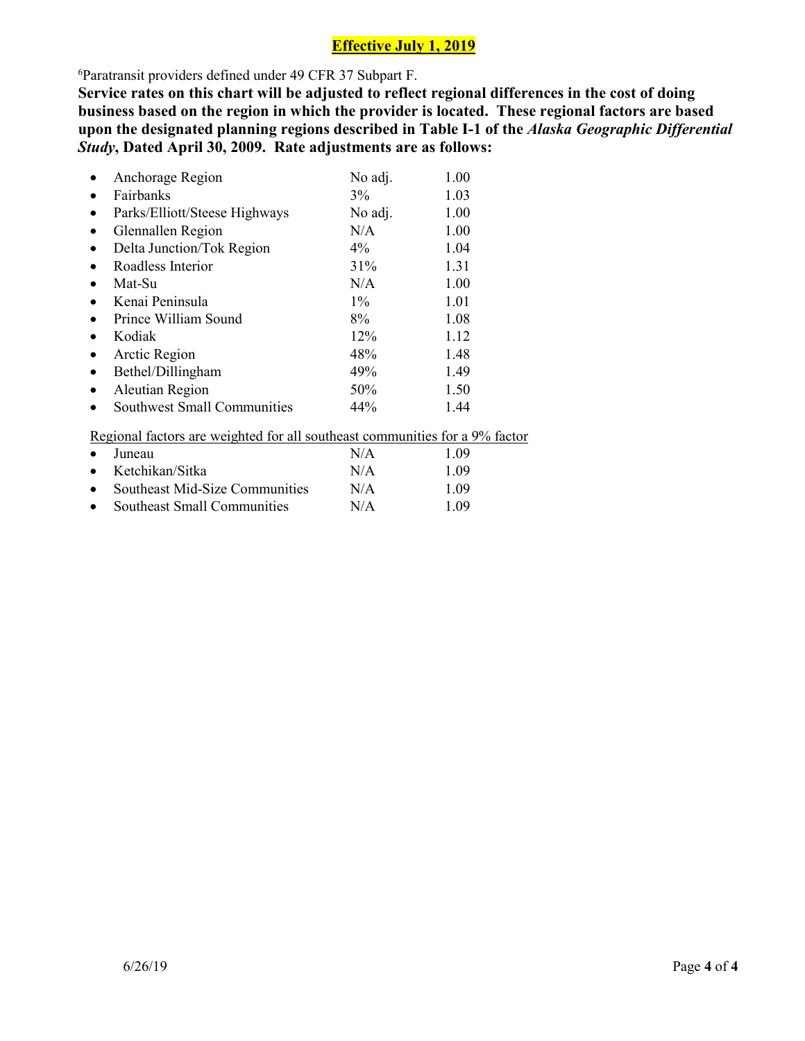**Effective July 1, 2019**

[6]Paratransit providers defined under 49 CFR 37 Subpart F.

**Service rates on this chart will be adjusted to reflect regional differences in the cost of doing business based on the region in which the provider is located. These regional factors are based upon the designated planning regions described in Table I-1 of the *Alaska Geographic Differential Study*, Dated April 30, 2009. Rate adjustments are as follows:**

| | | |
|---|---|---|
| • Anchorage Region | No adj. | 1.00 |
| • Fairbanks | 3% | 1.03 |
| • Parks/Elliott/Steese Highways | No adj. | 1.00 |
| • Glennallen Region | N/A | 1.00 |
| • Delta Junction/Tok Region | 4% | 1.04 |
| • Roadless Interior | 31% | 1.31 |
| • Mat-Su | N/A | 1.00 |
| • Kenai Peninsula | 1% | 1.01 |
| • Prince William Sound | 8% | 1.08 |
| • Kodiak | 12% | 1.12 |
| • Arctic Region | 48% | 1.48 |
| • Bethel/Dillingham | 49% | 1.49 |
| • Aleutian Region | 50% | 1.50 |
| • Southwest Small Communities | 44% | 1.44 |

Regional factors are weighted for all southeast communities for a 9% factor

| | | |
|---|---|---|
| • Juneau | N/A | 1.09 |
| • Ketchikan/Sitka | N/A | 1.09 |
| • Southeast Mid-Size Communities | N/A | 1.09 |
| • Southeast Small Communities | N/A | 1.09 |

6/26/19